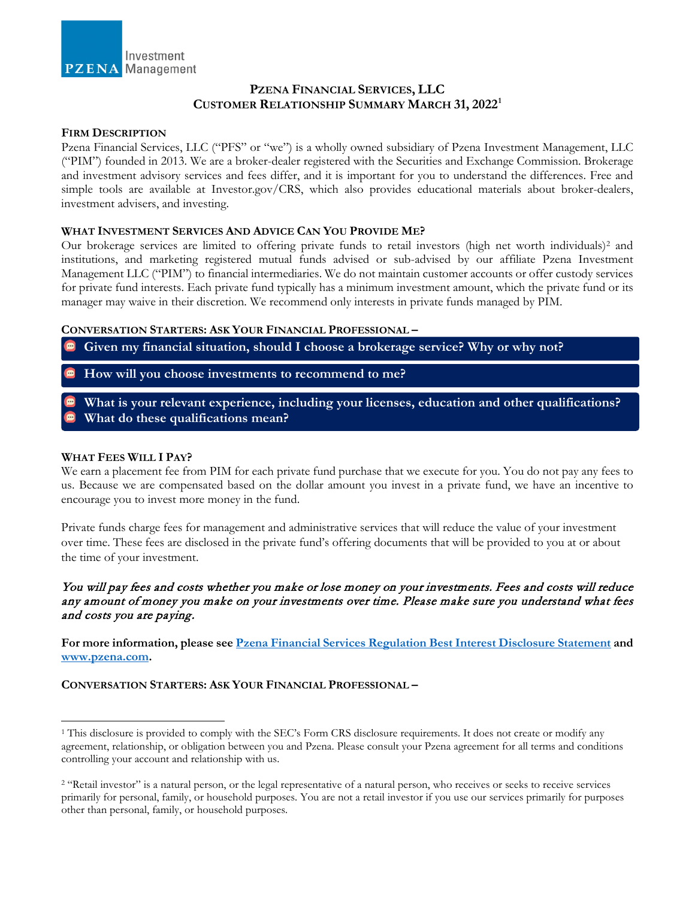PZENA Investment Management

# PZENA FINANCIAL SERVICES, LLC
## CUSTOMER RELATIONSHIP SUMMARY MARCH 31, 2022[1]

### FIRM DESCRIPTION

Pzena Financial Services, LLC ("PFS" or "we") is a wholly owned subsidiary of Pzena Investment Management, LLC ("PIM") founded in 2013. We are a broker-dealer registered with the Securities and Exchange Commission. Brokerage and investment advisory services and fees differ, and it is important for you to understand the differences. Free and simple tools are available at Investor.gov/CRS, which also provides educational materials about broker-dealers, investment advisers, and investing.

### WHAT INVESTMENT SERVICES AND ADVICE CAN YOU PROVIDE ME?

Our brokerage services are limited to offering private funds to retail investors (high net worth individuals)[2] and institutions, and marketing registered mutual funds advised or sub-advised by our affiliate Pzena Investment Management LLC ("PIM") to financial intermediaries. We do not maintain customer accounts or offer custody services for private fund interests. Each private fund typically has a minimum investment amount, which the private fund or its manager may waive in their discretion. We recommend only interests in private funds managed by PIM.

### CONVERSATION STARTERS: ASK YOUR FINANCIAL PROFESSIONAL –

- **Given my financial situation, should I choose a brokerage service? Why or why not?**
- **How will you choose investments to recommend to me?**
- **What is your relevant experience, including your licenses, education and other qualifications?**
- **What do these qualifications mean?**

### WHAT FEES WILL I PAY?

We earn a placement fee from PIM for each private fund purchase that we execute for you. You do not pay any fees to us. Because we are compensated based on the dollar amount you invest in a private fund, we have an incentive to encourage you to invest more money in the fund.

Private funds charge fees for management and administrative services that will reduce the value of your investment over time. These fees are disclosed in the private fund's offering documents that will be provided to you at or about the time of your investment.

*You will pay fees and costs whether you make or lose money on your investments. Fees and costs will reduce any amount of money you make on your investments over time. Please make sure you understand what fees and costs you are paying.*

**For more information, please see [Pzena Financial Services Regulation Best Interest Disclosure Statement] and [www.pzena.com].**

### CONVERSATION STARTERS: ASK YOUR FINANCIAL PROFESSIONAL –

---

[1] This disclosure is provided to comply with the SEC's Form CRS disclosure requirements. It does not create or modify any agreement, relationship, or obligation between you and Pzena. Please consult your Pzena agreement for all terms and conditions controlling your account and relationship with us.

[2] "Retail investor" is a natural person, or the legal representative of a natural person, who receives or seeks to receive services primarily for personal, family, or household purposes. You are not a retail investor if you use our services primarily for purposes other than personal, family, or household purposes.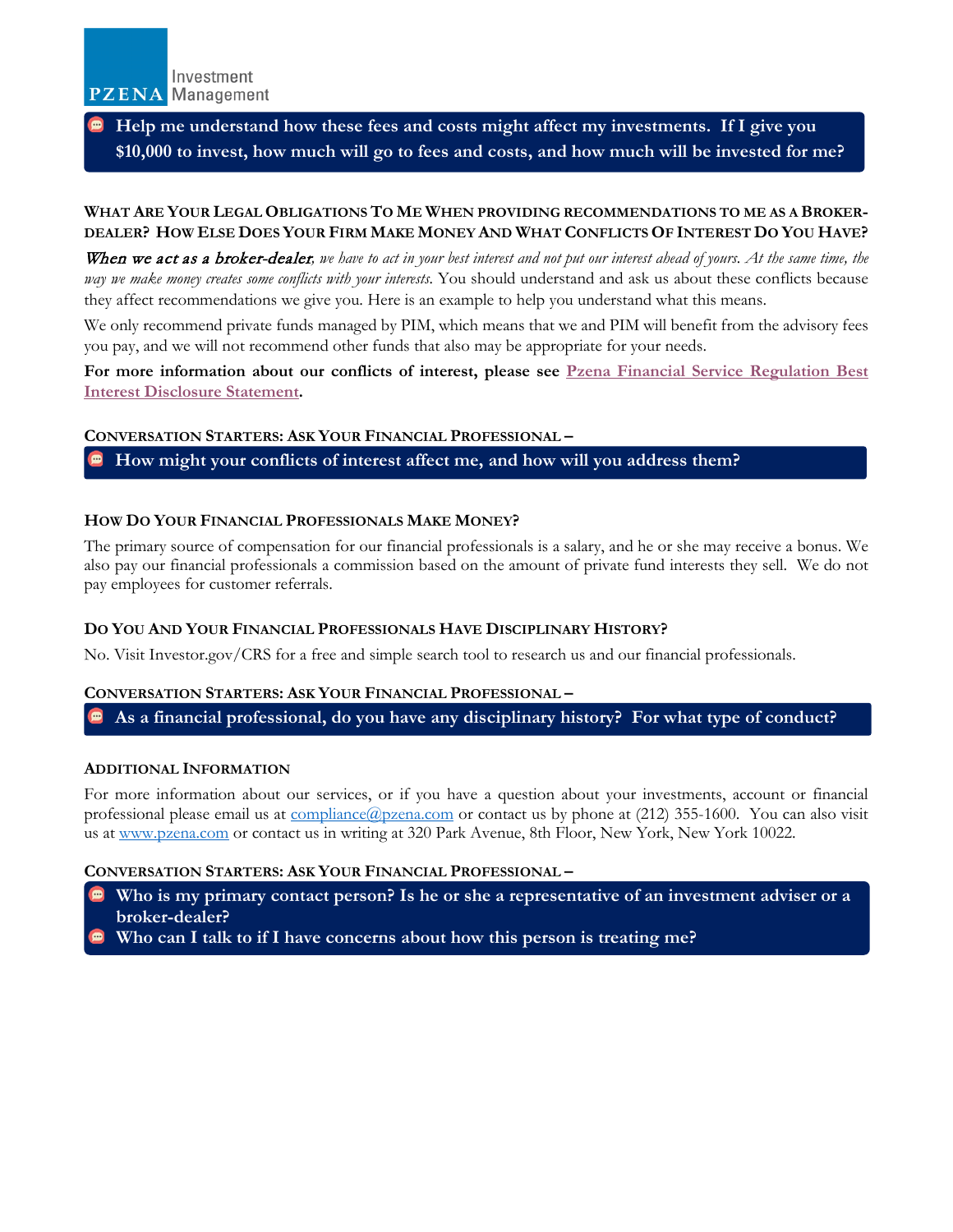**Help me understand how these fees and costs might affect my investments. If I give you $10,000 to invest, how much will go to fees and costs, and how much will be invested for me?**

### WHAT ARE YOUR LEGAL OBLIGATIONS TO ME WHEN PROVIDING RECOMMENDATIONS TO ME AS A BROKER-DEALER? HOW ELSE DOES YOUR FIRM MAKE MONEY AND WHAT CONFLICTS OF INTEREST DO YOU HAVE?

***When we act as a broker-dealer****, we have to act in your best interest and not put our interest ahead of yours. At the same time, the way we make money creates some conflicts with your interests.* You should understand and ask us about these conflicts because they affect recommendations we give you. Here is an example to help you understand what this means.

We only recommend private funds managed by PIM, which means that we and PIM will benefit from the advisory fees you pay, and we will not recommend other funds that also may be appropriate for your needs.

**For more information about our conflicts of interest, please see Pzena Financial Service Regulation Best Interest Disclosure Statement.**

### CONVERSATION STARTERS: ASK YOUR FINANCIAL PROFESSIONAL –

- **How might your conflicts of interest affect me, and how will you address them?**

### HOW DO YOUR FINANCIAL PROFESSIONALS MAKE MONEY?

The primary source of compensation for our financial professionals is a salary, and he or she may receive a bonus. We also pay our financial professionals a commission based on the amount of private fund interests they sell. We do not pay employees for customer referrals.

### DO YOU AND YOUR FINANCIAL PROFESSIONALS HAVE DISCIPLINARY HISTORY?

No. Visit Investor.gov/CRS for a free and simple search tool to research us and our financial professionals.

### CONVERSATION STARTERS: ASK YOUR FINANCIAL PROFESSIONAL –

- **As a financial professional, do you have any disciplinary history? For what type of conduct?**

### ADDITIONAL INFORMATION

For more information about our services, or if you have a question about your investments, account or financial professional please email us at compliance@pzena.com or contact us by phone at (212) 355-1600. You can also visit us at www.pzena.com or contact us in writing at 320 Park Avenue, 8th Floor, New York, New York 10022.

### CONVERSATION STARTERS: ASK YOUR FINANCIAL PROFESSIONAL –

- **Who is my primary contact person? Is he or she a representative of an investment adviser or a broker-dealer?**
- **Who can I talk to if I have concerns about how this person is treating me?**